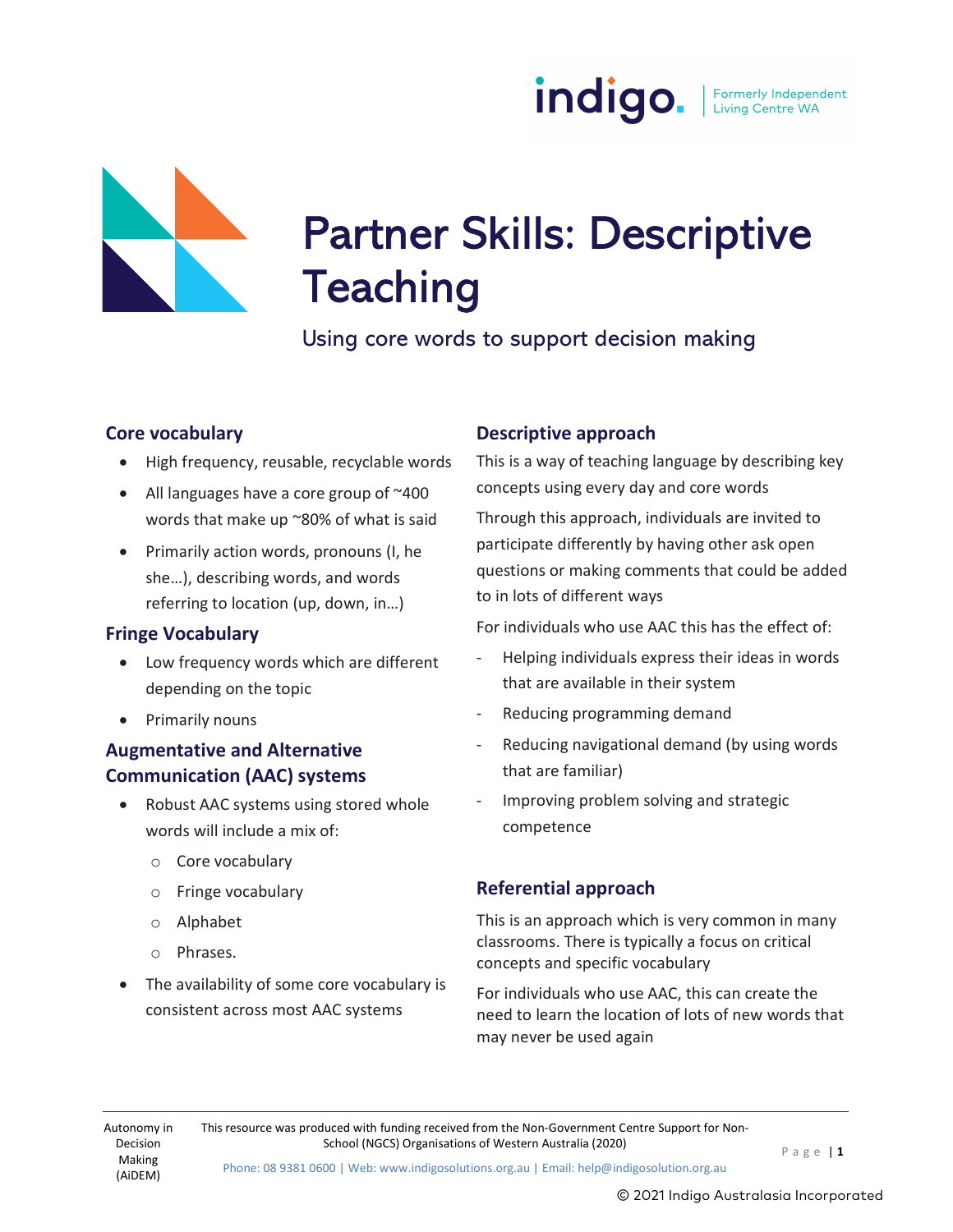# Partner Skills: Descriptive Teaching

Using core words to support decision making

## Core vocabulary

- High frequency, reusable, recyclable words
- All languages have a core group of ~400 words that make up ~80% of what is said
- Primarily action words, pronouns (I, he she…), describing words, and words referring to location (up, down, in…)

## Fringe Vocabulary

- Low frequency words which are different depending on the topic
- Primarily nouns

## Augmentative and Alternative Communication (AAC) systems

- Robust AAC systems using stored whole words will include a mix of:
  - Core vocabulary
  - Fringe vocabulary
  - Alphabet
  - Phrases.
- The availability of some core vocabulary is consistent across most AAC systems

## Descriptive approach

This is a way of teaching language by describing key concepts using every day and core words

Through this approach, individuals are invited to participate differently by having other ask open questions or making comments that could be added to in lots of different ways

For individuals who use AAC this has the effect of:

- Helping individuals express their ideas in words that are available in their system
- Reducing programming demand
- Reducing navigational demand (by using words that are familiar)
- Improving problem solving and strategic competence

## Referential approach

This is an approach which is very common in many classrooms. There is typically a focus on critical concepts and specific vocabulary

For individuals who use AAC, this can create the need to learn the location of lots of new words that may never be used again

Autonomy in Decision Making (AiDEM)

This resource was produced with funding received from the Non-Government Centre Support for Non-School (NGCS) Organisations of Western Australia (2020)

Phone: 08 9381 0600 | Web: www.indigosolutions.org.au | Email: help@indigosolution.org.au

© 2021 Indigo Australasia Incorporated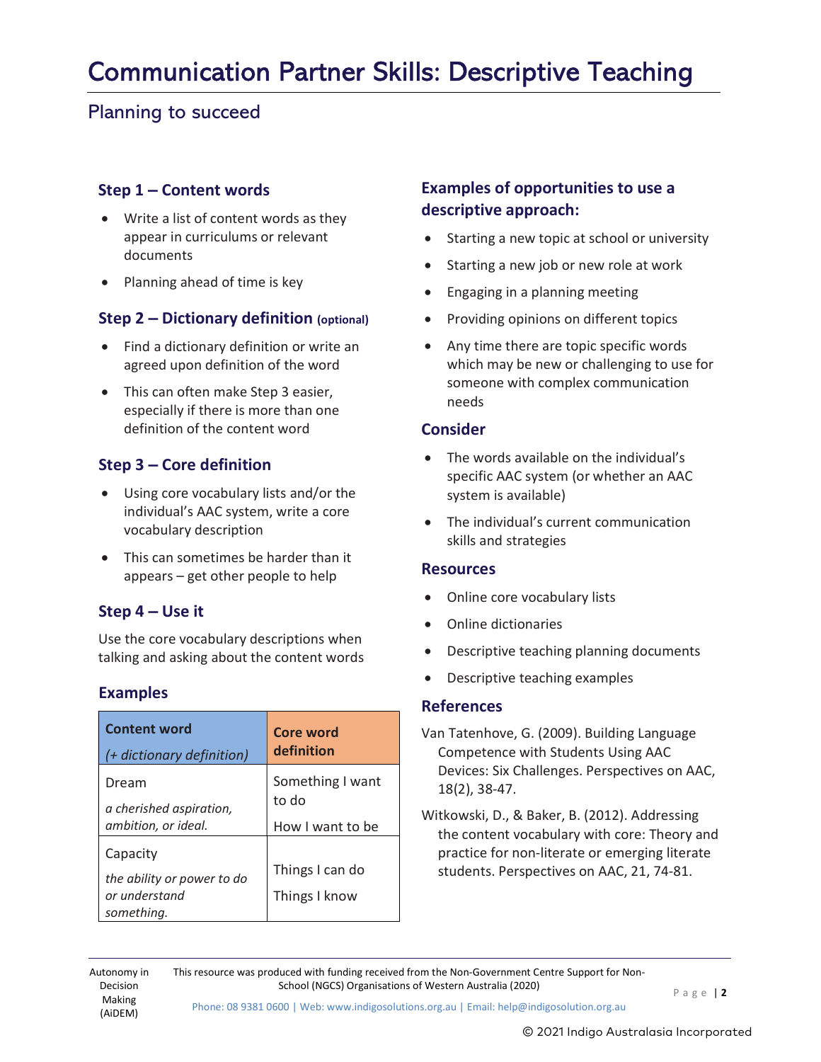# Communication Partner Skills: Descriptive Teaching

## Planning to succeed

### Step 1 – Content words

- Write a list of content words as they appear in curriculums or relevant documents
- Planning ahead of time is key

### Step 2 – Dictionary definition (optional)

- Find a dictionary definition or write an agreed upon definition of the word
- This can often make Step 3 easier, especially if there is more than one definition of the content word

### Step 3 – Core definition

- Using core vocabulary lists and/or the individual's AAC system, write a core vocabulary description
- This can sometimes be harder than it appears – get other people to help

### Step 4 – Use it

Use the core vocabulary descriptions when talking and asking about the content words

### Examples

| **Content word** *(+ dictionary definition)* | **Core word definition** |
|---|---|
| Dream *a cherished aspiration, ambition, or ideal.* | Something I want to do How I want to be |
| Capacity *the ability or power to do or understand something.* | Things I can do Things I know |

### Examples of opportunities to use a descriptive approach:

- Starting a new topic at school or university
- Starting a new job or new role at work
- Engaging in a planning meeting
- Providing opinions on different topics
- Any time there are topic specific words which may be new or challenging to use for someone with complex communication needs

### Consider

- The words available on the individual's specific AAC system (or whether an AAC system is available)
- The individual's current communication skills and strategies

### Resources

- Online core vocabulary lists
- Online dictionaries
- Descriptive teaching planning documents
- Descriptive teaching examples

### References

Van Tatenhove, G. (2009). Building Language Competence with Students Using AAC Devices: Six Challenges. Perspectives on AAC, 18(2), 38-47.

Witkowski, D., & Baker, B. (2012). Addressing the content vocabulary with core: Theory and practice for non-literate or emerging literate students. Perspectives on AAC, 21, 74-81.

Autonomy in Decision Making (AiDEM)

This resource was produced with funding received from the Non-Government Centre Support for Non-School (NGCS) Organisations of Western Australia (2020)

Phone: 08 9381 0600 | Web: www.indigosolutions.org.au | Email: help@indigosolution.org.au

© 2021 Indigo Australasia Incorporated